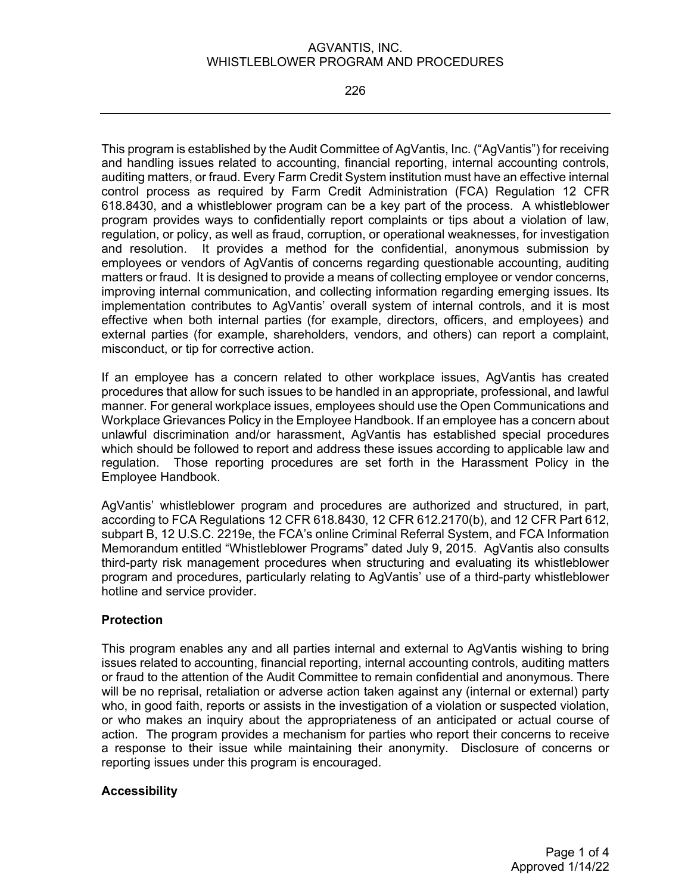# AGVANTIS, INC.
# WHISTLEBLOWER PROGRAM AND PROCEDURES

226

This program is established by the Audit Committee of AgVantis, Inc. ("AgVantis") for receiving and handling issues related to accounting, financial reporting, internal accounting controls, auditing matters, or fraud. Every Farm Credit System institution must have an effective internal control process as required by Farm Credit Administration (FCA) Regulation 12 CFR 618.8430, and a whistleblower program can be a key part of the process. A whistleblower program provides ways to confidentially report complaints or tips about a violation of law, regulation, or policy, as well as fraud, corruption, or operational weaknesses, for investigation and resolution. It provides a method for the confidential, anonymous submission by employees or vendors of AgVantis of concerns regarding questionable accounting, auditing matters or fraud. It is designed to provide a means of collecting employee or vendor concerns, improving internal communication, and collecting information regarding emerging issues. Its implementation contributes to AgVantis' overall system of internal controls, and it is most effective when both internal parties (for example, directors, officers, and employees) and external parties (for example, shareholders, vendors, and others) can report a complaint, misconduct, or tip for corrective action.

If an employee has a concern related to other workplace issues, AgVantis has created procedures that allow for such issues to be handled in an appropriate, professional, and lawful manner. For general workplace issues, employees should use the Open Communications and Workplace Grievances Policy in the Employee Handbook. If an employee has a concern about unlawful discrimination and/or harassment, AgVantis has established special procedures which should be followed to report and address these issues according to applicable law and regulation. Those reporting procedures are set forth in the Harassment Policy in the Employee Handbook.

AgVantis' whistleblower program and procedures are authorized and structured, in part, according to FCA Regulations 12 CFR 618.8430, 12 CFR 612.2170(b), and 12 CFR Part 612, subpart B, 12 U.S.C. 2219e, the FCA's online Criminal Referral System, and FCA Information Memorandum entitled "Whistleblower Programs" dated July 9, 2015. AgVantis also consults third-party risk management procedures when structuring and evaluating its whistleblower program and procedures, particularly relating to AgVantis' use of a third-party whistleblower hotline and service provider.

**Protection**

This program enables any and all parties internal and external to AgVantis wishing to bring issues related to accounting, financial reporting, internal accounting controls, auditing matters or fraud to the attention of the Audit Committee to remain confidential and anonymous. There will be no reprisal, retaliation or adverse action taken against any (internal or external) party who, in good faith, reports or assists in the investigation of a violation or suspected violation, or who makes an inquiry about the appropriateness of an anticipated or actual course of action. The program provides a mechanism for parties who report their concerns to receive a response to their issue while maintaining their anonymity. Disclosure of concerns or reporting issues under this program is encouraged.

**Accessibility**

Approved 1/14/22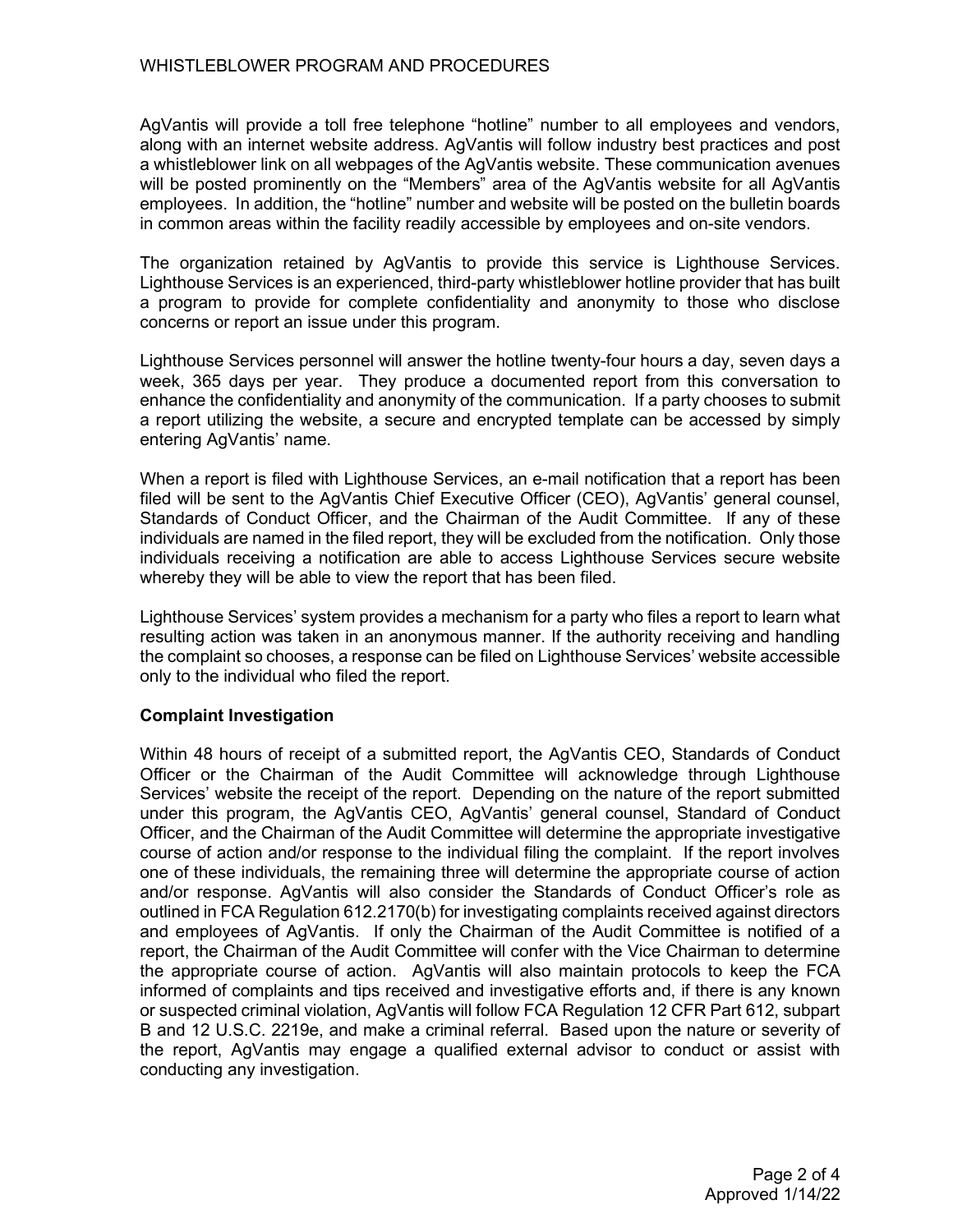AgVantis will provide a toll free telephone "hotline" number to all employees and vendors, along with an internet website address. AgVantis will follow industry best practices and post a whistleblower link on all webpages of the AgVantis website. These communication avenues will be posted prominently on the "Members" area of the AgVantis website for all AgVantis employees. In addition, the "hotline" number and website will be posted on the bulletin boards in common areas within the facility readily accessible by employees and on-site vendors.

The organization retained by AgVantis to provide this service is Lighthouse Services. Lighthouse Services is an experienced, third-party whistleblower hotline provider that has built a program to provide for complete confidentiality and anonymity to those who disclose concerns or report an issue under this program.

Lighthouse Services personnel will answer the hotline twenty-four hours a day, seven days a week, 365 days per year. They produce a documented report from this conversation to enhance the confidentiality and anonymity of the communication. If a party chooses to submit a report utilizing the website, a secure and encrypted template can be accessed by simply entering AgVantis' name.

When a report is filed with Lighthouse Services, an e-mail notification that a report has been filed will be sent to the AgVantis Chief Executive Officer (CEO), AgVantis' general counsel, Standards of Conduct Officer, and the Chairman of the Audit Committee. If any of these individuals are named in the filed report, they will be excluded from the notification. Only those individuals receiving a notification are able to access Lighthouse Services secure website whereby they will be able to view the report that has been filed.

Lighthouse Services' system provides a mechanism for a party who files a report to learn what resulting action was taken in an anonymous manner. If the authority receiving and handling the complaint so chooses, a response can be filed on Lighthouse Services' website accessible only to the individual who filed the report.

### Complaint Investigation

Within 48 hours of receipt of a submitted report, the AgVantis CEO, Standards of Conduct Officer or the Chairman of the Audit Committee will acknowledge through Lighthouse Services' website the receipt of the report. Depending on the nature of the report submitted under this program, the AgVantis CEO, AgVantis' general counsel, Standard of Conduct Officer, and the Chairman of the Audit Committee will determine the appropriate investigative course of action and/or response to the individual filing the complaint. If the report involves one of these individuals, the remaining three will determine the appropriate course of action and/or response. AgVantis will also consider the Standards of Conduct Officer's role as outlined in FCA Regulation 612.2170(b) for investigating complaints received against directors and employees of AgVantis. If only the Chairman of the Audit Committee is notified of a report, the Chairman of the Audit Committee will confer with the Vice Chairman to determine the appropriate course of action. AgVantis will also maintain protocols to keep the FCA informed of complaints and tips received and investigative efforts and, if there is any known or suspected criminal violation, AgVantis will follow FCA Regulation 12 CFR Part 612, subpart B and 12 U.S.C. 2219e, and make a criminal referral. Based upon the nature or severity of the report, AgVantis may engage a qualified external advisor to conduct or assist with conducting any investigation.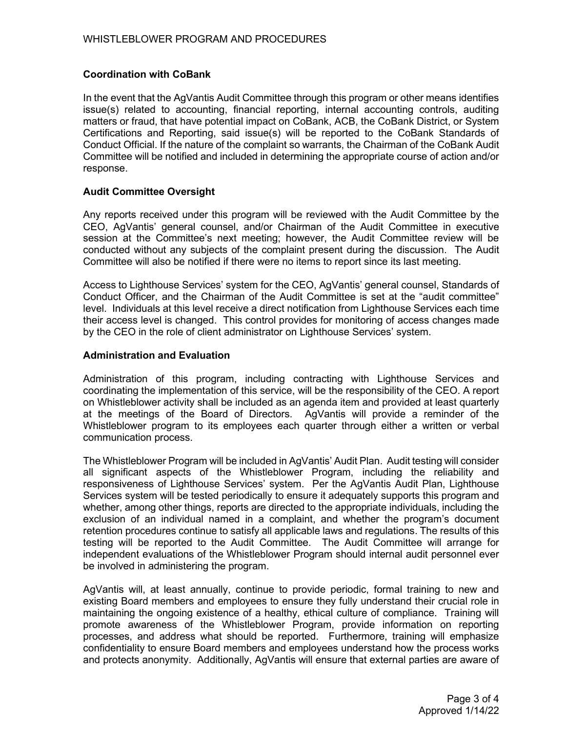## Coordination with CoBank

In the event that the AgVantis Audit Committee through this program or other means identifies issue(s) related to accounting, financial reporting, internal accounting controls, auditing matters or fraud, that have potential impact on CoBank, ACB, the CoBank District, or System Certifications and Reporting, said issue(s) will be reported to the CoBank Standards of Conduct Official. If the nature of the complaint so warrants, the Chairman of the CoBank Audit Committee will be notified and included in determining the appropriate course of action and/or response.

## Audit Committee Oversight

Any reports received under this program will be reviewed with the Audit Committee by the CEO, AgVantis' general counsel, and/or Chairman of the Audit Committee in executive session at the Committee's next meeting; however, the Audit Committee review will be conducted without any subjects of the complaint present during the discussion. The Audit Committee will also be notified if there were no items to report since its last meeting.

Access to Lighthouse Services' system for the CEO, AgVantis' general counsel, Standards of Conduct Officer, and the Chairman of the Audit Committee is set at the "audit committee" level. Individuals at this level receive a direct notification from Lighthouse Services each time their access level is changed. This control provides for monitoring of access changes made by the CEO in the role of client administrator on Lighthouse Services' system.

## Administration and Evaluation

Administration of this program, including contracting with Lighthouse Services and coordinating the implementation of this service, will be the responsibility of the CEO. A report on Whistleblower activity shall be included as an agenda item and provided at least quarterly at the meetings of the Board of Directors. AgVantis will provide a reminder of the Whistleblower program to its employees each quarter through either a written or verbal communication process.

The Whistleblower Program will be included in AgVantis' Audit Plan. Audit testing will consider all significant aspects of the Whistleblower Program, including the reliability and responsiveness of Lighthouse Services' system. Per the AgVantis Audit Plan, Lighthouse Services system will be tested periodically to ensure it adequately supports this program and whether, among other things, reports are directed to the appropriate individuals, including the exclusion of an individual named in a complaint, and whether the program's document retention procedures continue to satisfy all applicable laws and regulations. The results of this testing will be reported to the Audit Committee. The Audit Committee will arrange for independent evaluations of the Whistleblower Program should internal audit personnel ever be involved in administering the program.

AgVantis will, at least annually, continue to provide periodic, formal training to new and existing Board members and employees to ensure they fully understand their crucial role in maintaining the ongoing existence of a healthy, ethical culture of compliance. Training will promote awareness of the Whistleblower Program, provide information on reporting processes, and address what should be reported. Furthermore, training will emphasize confidentiality to ensure Board members and employees understand how the process works and protects anonymity. Additionally, AgVantis will ensure that external parties are aware of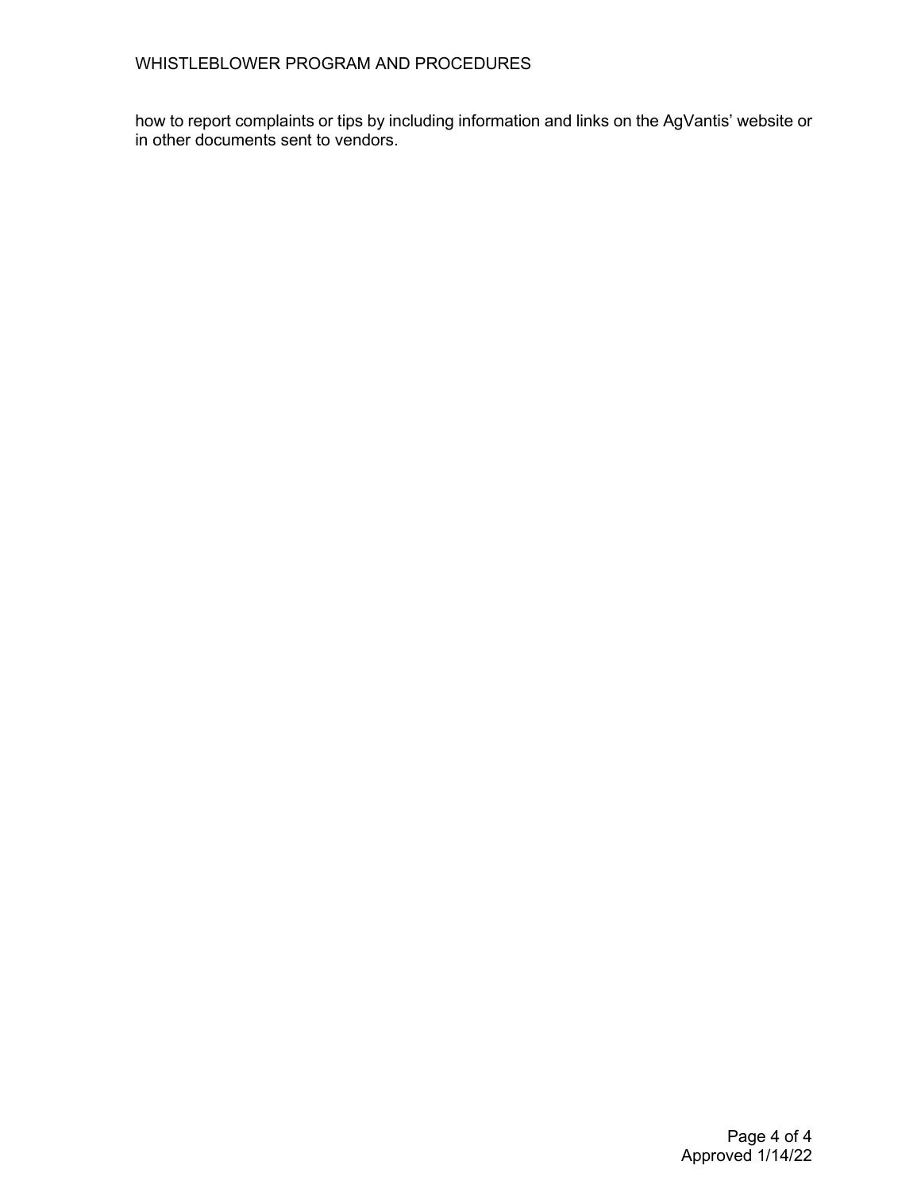how to report complaints or tips by including information and links on the AgVantis' website or in other documents sent to vendors.